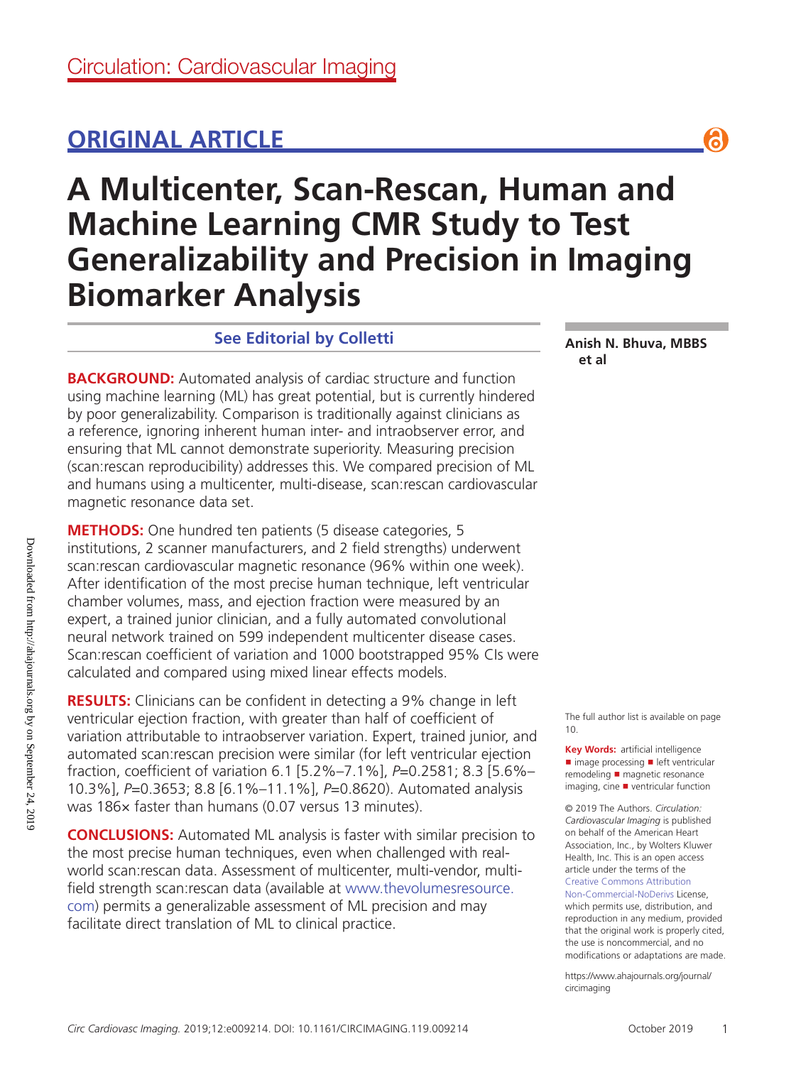# ORIGINAL ARTICLE

# A Multicenter, Scan-Rescan, Human and Machine Learning CMR Study to Test Generalizability and Precision in Imaging Biomarker Analysis

**See Editorial by Colletti**

**Anish N. Bhuva, MBBS et al**

**BACKGROUND:** Automated analysis of cardiac structure and function using machine learning (ML) has great potential, but is currently hindered by poor generalizability. Comparison is traditionally against clinicians as a reference, ignoring inherent human inter- and intraobserver error, and ensuring that ML cannot demonstrate superiority. Measuring precision (scan:rescan reproducibility) addresses this. We compared precision of ML and humans using a multicenter, multi-disease, scan:rescan cardiovascular magnetic resonance data set.

**METHODS:** One hundred ten patients (5 disease categories, 5 institutions, 2 scanner manufacturers, and 2 field strengths) underwent scan:rescan cardiovascular magnetic resonance (96% within one week). After identification of the most precise human technique, left ventricular chamber volumes, mass, and ejection fraction were measured by an expert, a trained junior clinician, and a fully automated convolutional neural network trained on 599 independent multicenter disease cases. Scan:rescan coefficient of variation and 1000 bootstrapped 95% CIs were calculated and compared using mixed linear effects models.

**RESULTS:** Clinicians can be confident in detecting a 9% change in left ventricular ejection fraction, with greater than half of coefficient of variation attributable to intraobserver variation. Expert, trained junior, and automated scan:rescan precision were similar (for left ventricular ejection fraction, coefficient of variation 6.1 [5.2%–7.1%], *P*=0.2581; 8.3 [5.6%–10.3%], *P*=0.3653; 8.8 [6.1%–11.1%], *P*=0.8620). Automated analysis was 186× faster than humans (0.07 versus 13 minutes).

**CONCLUSIONS:** Automated ML analysis is faster with similar precision to the most precise human techniques, even when challenged with real-world scan:rescan data. Assessment of multicenter, multi-vendor, multi-field strength scan:rescan data (available at www.thevolumesresource.com) permits a generalizable assessment of ML precision and may facilitate direct translation of ML to clinical practice.

The full author list is available on page 10.

**Key Words:** artificial intelligence ■ image processing ■ left ventricular remodeling ■ magnetic resonance imaging, cine ■ ventricular function

© 2019 The Authors. *Circulation: Cardiovascular Imaging* is published on behalf of the American Heart Association, Inc., by Wolters Kluwer Health, Inc. This is an open access article under the terms of the Creative Commons Attribution Non-Commercial-NoDerivs License, which permits use, distribution, and reproduction in any medium, provided that the original work is properly cited, the use is noncommercial, and no modifications or adaptations are made.

https://www.ahajournals.org/journal/circimaging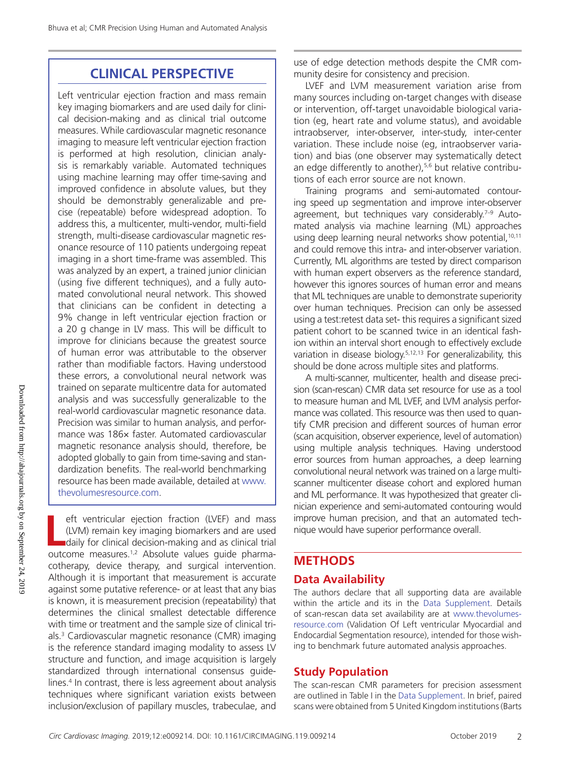## CLINICAL PERSPECTIVE

Left ventricular ejection fraction and mass remain key imaging biomarkers and are used daily for clinical decision-making and as clinical trial outcome measures. While cardiovascular magnetic resonance imaging to measure left ventricular ejection fraction is performed at high resolution, clinician analysis is remarkably variable. Automated techniques using machine learning may offer time-saving and improved confidence in absolute values, but they should be demonstrably generalizable and precise (repeatable) before widespread adoption. To address this, a multicenter, multi-vendor, multi-field strength, multi-disease cardiovascular magnetic resonance resource of 110 patients undergoing repeat imaging in a short time-frame was assembled. This was analyzed by an expert, a trained junior clinician (using five different techniques), and a fully automated convolutional neural network. This showed that clinicians can be confident in detecting a 9% change in left ventricular ejection fraction or a 20 g change in LV mass. This will be difficult to improve for clinicians because the greatest source of human error was attributable to the observer rather than modifiable factors. Having understood these errors, a convolutional neural network was trained on separate multicentre data for automated analysis and was successfully generalizable to the real-world cardiovascular magnetic resonance data. Precision was similar to human analysis, and performance was 186× faster. Automated cardiovascular magnetic resonance analysis should, therefore, be adopted globally to gain from time-saving and standardization benefits. The real-world benchmarking resource has been made available, detailed at www.thevolumesresource.com.

Left ventricular ejection fraction (LVEF) and mass (LVM) remain key imaging biomarkers and are used daily for clinical decision-making and as clinical trial outcome measures.[1,2] Absolute values guide pharmacotherapy, device therapy, and surgical intervention. Although it is important that measurement is accurate against some putative reference- or at least that any bias is known, it is measurement precision (repeatability) that determines the clinical smallest detectable difference with time or treatment and the sample size of clinical trials.[3] Cardiovascular magnetic resonance (CMR) imaging is the reference standard imaging modality to assess LV structure and function, and image acquisition is largely standardized through international consensus guidelines.[4] In contrast, there is less agreement about analysis techniques where significant variation exists between inclusion/exclusion of papillary muscles, trabeculae, and use of edge detection methods despite the CMR community desire for consistency and precision.

LVEF and LVM measurement variation arise from many sources including on-target changes with disease or intervention, off-target unavoidable biological variation (eg, heart rate and volume status), and avoidable intraobserver, inter-observer, inter-study, inter-center variation. These include noise (eg, intraobserver variation) and bias (one observer may systematically detect an edge differently to another),[5,6] but relative contributions of each error source are not known.

Training programs and semi-automated contouring speed up segmentation and improve inter-observer agreement, but techniques vary considerably.[7–9] Automated analysis via machine learning (ML) approaches using deep learning neural networks show potential,[10,11] and could remove this intra- and inter-observer variation. Currently, ML algorithms are tested by direct comparison with human expert observers as the reference standard, however this ignores sources of human error and means that ML techniques are unable to demonstrate superiority over human techniques. Precision can only be assessed using a test:retest data set- this requires a significant sized patient cohort to be scanned twice in an identical fashion within an interval short enough to effectively exclude variation in disease biology.[5,12,13] For generalizability, this should be done across multiple sites and platforms.

A multi-scanner, multicenter, health and disease precision (scan-rescan) CMR data set resource for use as a tool to measure human and ML LVEF, and LVM analysis performance was collated. This resource was then used to quantify CMR precision and different sources of human error (scan acquisition, observer experience, level of automation) using multiple analysis techniques. Having understood error sources from human approaches, a deep learning convolutional neural network was trained on a large multi-scanner multicenter disease cohort and explored human and ML performance. It was hypothesized that greater clinician experience and semi-automated contouring would improve human precision, and that an automated technique would have superior performance overall.

## METHODS

### Data Availability

The authors declare that all supporting data are available within the article and its in the Data Supplement. Details of scan-rescan data set availability are at www.thevolumesresource.com (Validation Of Left ventricular Myocardial and Endocardial Segmentation resource), intended for those wishing to benchmark future automated analysis approaches.

### Study Population

The scan-rescan CMR parameters for precision assessment are outlined in Table I in the Data Supplement. In brief, paired scans were obtained from 5 United Kingdom institutions (Barts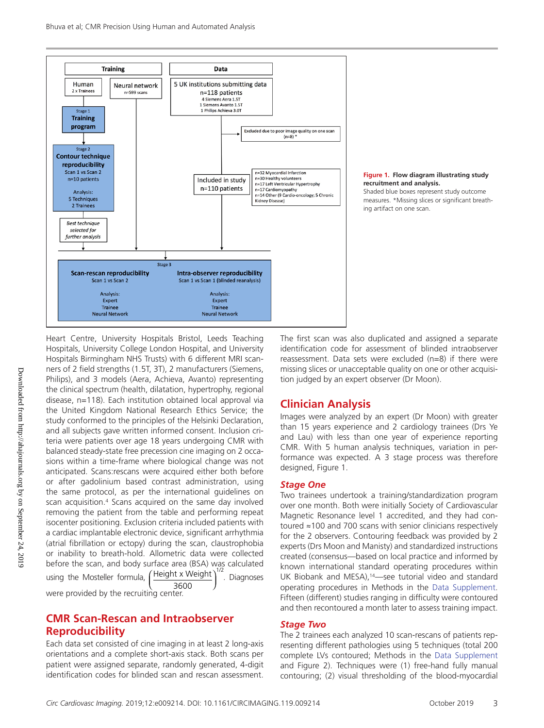Figure 1. **Flow diagram illustrating study recruitment and analysis.** Shaded blue boxes represent study outcome measures. *Missing slices or significant breathing artifact on one scan.

Heart Centre, University Hospitals Bristol, Leeds Teaching Hospitals, University College London Hospital, and University Hospitals Birmingham NHS Trusts) with 6 different MRI scanners of 2 field strengths (1.5T, 3T), 2 manufacturers (Siemens, Philips), and 3 models (Aera, Achieva, Avanto) representing the clinical spectrum (health, dilatation, hypertrophy, regional disease, n=118). Each institution obtained local approval via the United Kingdom National Research Ethics Service; the study conformed to the principles of the Helsinki Declaration, and all subjects gave written informed consent. Inclusion criteria were patients over age 18 years undergoing CMR with balanced steady-state free precession cine imaging on 2 occasions within a time-frame where biological change was not anticipated. Scans:rescans were acquired either both before or after gadolinium based contrast administration, using the same protocol, as per the international guidelines on scan acquisition.[4] Scans acquired on the same day involved removing the patient from the table and performing repeat isocenter positioning. Exclusion criteria included patients with a cardiac implantable electronic device, significant arrhythmia (atrial fibrillation or ectopy) during the scan, claustrophobia or inability to breath-hold. Allometric data were collected before the scan, and body surface area (BSA) was calculated using the Mosteller formula, $\left(\frac{\text{Height x Weight}}{3600}\right)^{1/2}$. Diagnoses were provided by the recruiting center.

## CMR Scan-Rescan and Intraobserver Reproducibility

Each data set consisted of cine imaging in at least 2 long-axis orientations and a complete short-axis stack. Both scans per patient were assigned separate, randomly generated, 4-digit identification codes for blinded scan and rescan assessment. The first scan was also duplicated and assigned a separate identification code for assessment of blinded intraobserver reassessment. Data sets were excluded (n=8) if there were missing slices or unacceptable quality on one or other acquisition judged by an expert observer (Dr Moon).

## Clinician Analysis

Images were analyzed by an expert (Dr Moon) with greater than 15 years experience and 2 cardiology trainees (Drs Ye and Lau) with less than one year of experience reporting CMR. With 5 human analysis techniques, variation in performance was expected. A 3 stage process was therefore designed, Figure 1.

### *Stage One*

Two trainees undertook a training/standardization program over one month. Both were initially Society of Cardiovascular Magnetic Resonance level 1 accredited, and they had contoured ≈100 and 700 scans with senior clinicians respectively for the 2 observers. Contouring feedback was provided by 2 experts (Drs Moon and Manisty) and standardized instructions created (consensus—based on local practice and informed by known international standard operating procedures within UK Biobank and MESA),[14]—see tutorial video and standard operating procedures in Methods in the Data Supplement. Fifteen (different) studies ranging in difficulty were contoured and then recontoured a month later to assess training impact.

### *Stage Two*

The 2 trainees each analyzed 10 scan-rescans of patients representing different pathologies using 5 techniques (total 200 complete LVs contoured; Methods in the Data Supplement and Figure 2). Techniques were (1) free-hand fully manual contouring; (2) visual thresholding of the blood-myocardial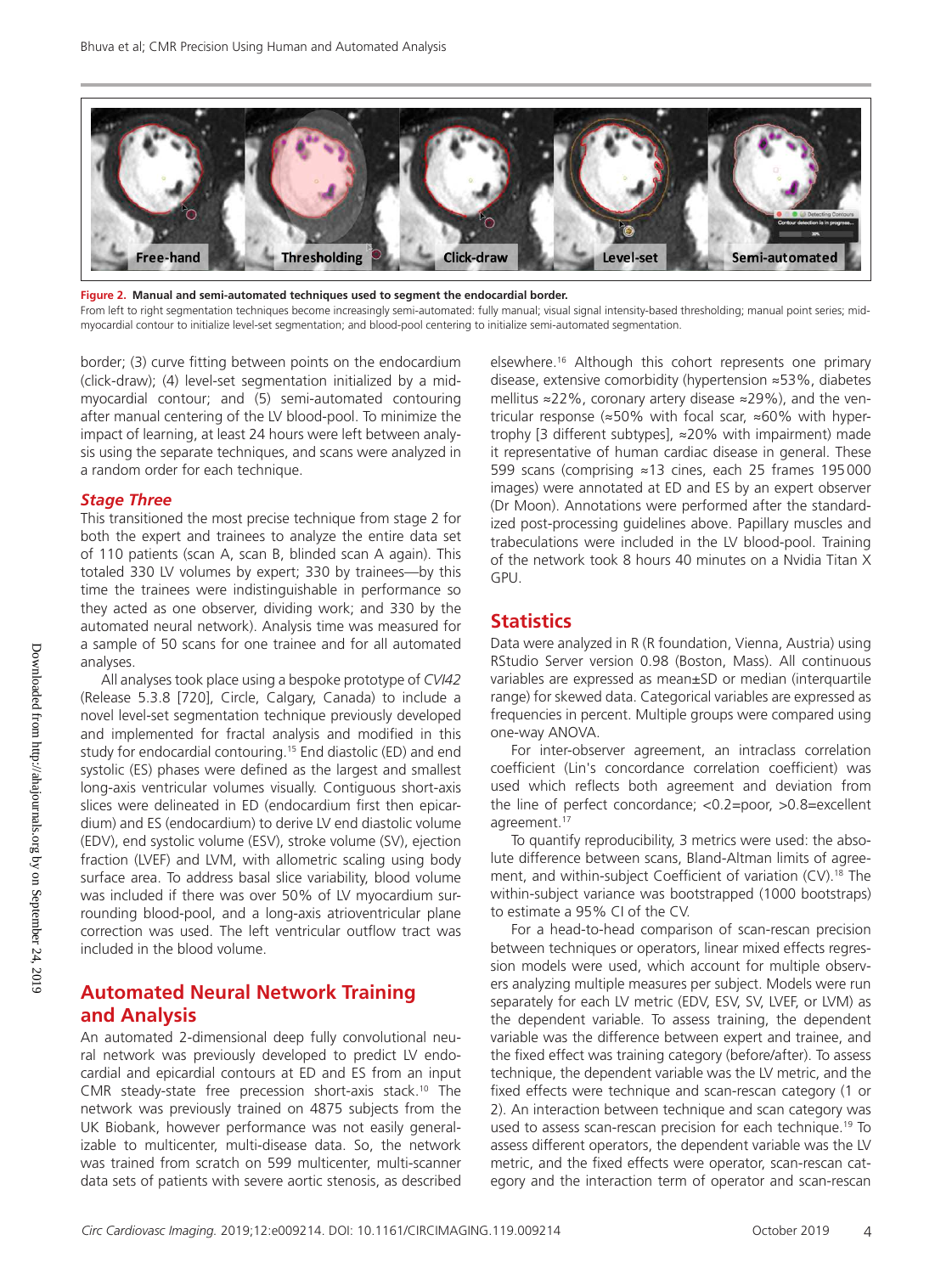**Figure 2. Manual and semi-automated techniques used to segment the endocardial border.**

From left to right segmentation techniques become increasingly semi-automated: fully manual; visual signal intensity-based thresholding; manual point series; mid-myocardial contour to initialize level-set segmentation; and blood-pool centering to initialize semi-automated segmentation.

border; (3) curve fitting between points on the endocardium (click-draw); (4) level-set segmentation initialized by a mid-myocardial contour; and (5) semi-automated contouring after manual centering of the LV blood-pool. To minimize the impact of learning, at least 24 hours were left between analysis using the separate techniques, and scans were analyzed in a random order for each technique.

### Stage Three

This transitioned the most precise technique from stage 2 for both the expert and trainees to analyze the entire data set of 110 patients (scan A, scan B, blinded scan A again). This totaled 330 LV volumes by expert; 330 by trainees—by this time the trainees were indistinguishable in performance so they acted as one observer, dividing work; and 330 by the automated neural network). Analysis time was measured for a sample of 50 scans for one trainee and for all automated analyses.

All analyses took place using a bespoke prototype of *CVI42* (Release 5.3.8 [720], Circle, Calgary, Canada) to include a novel level-set segmentation technique previously developed and implemented for fractal analysis and modified in this study for endocardial contouring.[15] End diastolic (ED) and end systolic (ES) phases were defined as the largest and smallest long-axis ventricular volumes visually. Contiguous short-axis slices were delineated in ED (endocardium first then epicardium) and ES (endocardium) to derive LV end diastolic volume (EDV), end systolic volume (ESV), stroke volume (SV), ejection fraction (LVEF) and LVM, with allometric scaling using body surface area. To address basal slice variability, blood volume was included if there was over 50% of LV myocardium surrounding blood-pool, and a long-axis atrioventricular plane correction was used. The left ventricular outflow tract was included in the blood volume.

## Automated Neural Network Training and Analysis

An automated 2-dimensional deep fully convolutional neural network was previously developed to predict LV endocardial and epicardial contours at ED and ES from an input CMR steady-state free precession short-axis stack.[10] The network was previously trained on 4875 subjects from the UK Biobank, however performance was not easily generalizable to multicenter, multi-disease data. So, the network was trained from scratch on 599 multicenter, multi-scanner data sets of patients with severe aortic stenosis, as described elsewhere.[16] Although this cohort represents one primary disease, extensive comorbidity (hypertension ≈53%, diabetes mellitus ≈22%, coronary artery disease ≈29%), and the ventricular response (≈50% with focal scar, ≈60% with hypertrophy [3 different subtypes], ≈20% with impairment) made it representative of human cardiac disease in general. These 599 scans (comprising ≈13 cines, each 25 frames 195 000 images) were annotated at ED and ES by an expert observer (Dr Moon). Annotations were performed after the standardized post-processing guidelines above. Papillary muscles and trabeculations were included in the LV blood-pool. Training of the network took 8 hours 40 minutes on a Nvidia Titan X GPU.

## Statistics

Data were analyzed in R (R foundation, Vienna, Austria) using RStudio Server version 0.98 (Boston, Mass). All continuous variables are expressed as mean±SD or median (interquartile range) for skewed data. Categorical variables are expressed as frequencies in percent. Multiple groups were compared using one-way ANOVA.

For inter-observer agreement, an intraclass correlation coefficient (Lin's concordance correlation coefficient) was used which reflects both agreement and deviation from the line of perfect concordance; <0.2=poor, >0.8=excellent agreement.[17]

To quantify reproducibility, 3 metrics were used: the absolute difference between scans, Bland-Altman limits of agreement, and within-subject Coefficient of variation (CV).[18] The within-subject variance was bootstrapped (1000 bootstraps) to estimate a 95% CI of the CV.

For a head-to-head comparison of scan-rescan precision between techniques or operators, linear mixed effects regression models were used, which account for multiple observers analyzing multiple measures per subject. Models were run separately for each LV metric (EDV, ESV, SV, LVEF, or LVM) as the dependent variable. To assess training, the dependent variable was the difference between expert and trainee, and the fixed effect was training category (before/after). To assess technique, the dependent variable was the LV metric, and the fixed effects were technique and scan-rescan category (1 or 2). An interaction between technique and scan category was used to assess scan-rescan precision for each technique.[19] To assess different operators, the dependent variable was the LV metric, and the fixed effects were operator, scan-rescan category and the interaction term of operator and scan-rescan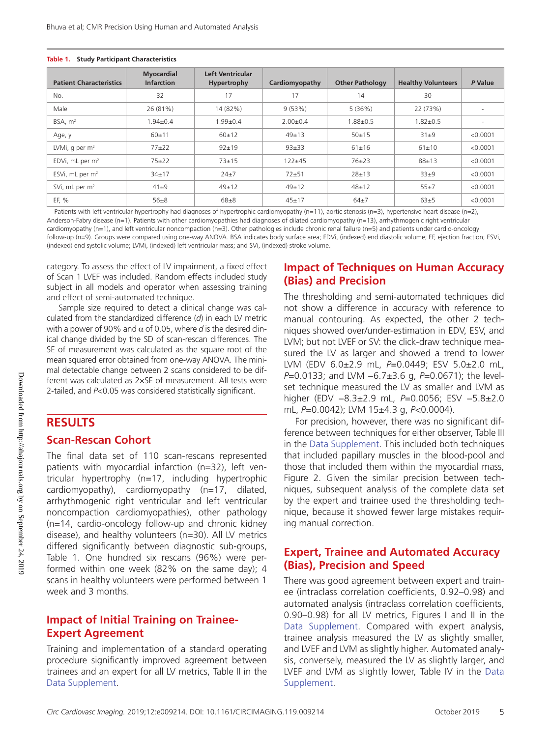**Table 1. Study Participant Characteristics**

| Patient Characteristics | Myocardial Infarction | Left Ventricular Hypertrophy | Cardiomyopathy | Other Pathology | Healthy Volunteers | *P* Value |
|---|---|---|---|---|---|---|
| No. | 32 | 17 | 17 | 14 | 30 | |
| Male | 26 (81%) | 14 (82%) | 9 (53%) | 5 (36%) | 22 (73%) | - |
| BSA, m² | 1.94±0.4 | 1.99±0.4 | 2.00±0.4 | 1.88±0.5 | 1.82±0.5 | - |
| Age, y | 60±11 | 60±12 | 49±13 | 50±15 | 31±9 | <0.0001 |
| LVMi, g per m² | 77±22 | 92±19 | 93±33 | 61±16 | 61±10 | <0.0001 |
| EDVi, mL per m² | 75±22 | 73±15 | 122±45 | 76±23 | 88±13 | <0.0001 |
| ESVi, mL per m² | 34±17 | 24±7 | 72±51 | 28±13 | 33±9 | <0.0001 |
| SVi, mL per m² | 41±9 | 49±12 | 49±12 | 48±12 | 55±7 | <0.0001 |
| EF, % | 56±8 | 68±8 | 45±17 | 64±7 | 63±5 | <0.0001 |

Patients with left ventricular hypertrophy had diagnoses of hypertrophic cardiomyopathy (n=11), aortic stenosis (n=3), hypertensive heart disease (n=2), Anderson-Fabry disease (n=1). Patients with other cardiomyopathies had diagnoses of dilated cardiomyopathy (n=13), arrhythmogenic right ventricular cardiomyopathy (n=1), and left ventricular noncompaction (n=3). Other pathologies include chronic renal failure (n=5) and patients under cardio-oncology follow-up (n=9). Groups were compared using one-way ANOVA. BSA indicates body surface area; EDVi, (indexed) end diastolic volume; EF, ejection fraction; ESVi, (indexed) end systolic volume; LVMi, (indexed) left ventricular mass; and SVi, (indexed) stroke volume.

category. To assess the effect of LV impairment, a fixed effect of Scan 1 LVEF was included. Random effects included study subject in all models and operator when assessing training and effect of semi-automated technique.

Sample size required to detect a clinical change was calculated from the standardized difference (*d*) in each LV metric with a power of 90% and $\alpha$ of 0.05, where *d* is the desired clinical change divided by the SD of scan-rescan differences. The SE of measurement was calculated as the square root of the mean squared error obtained from one-way ANOVA. The minimal detectable change between 2 scans considered to be different was calculated as 2×SE of measurement. All tests were 2-tailed, and *P*<0.05 was considered statistically significant.

# RESULTS

## Scan-Rescan Cohort

The final data set of 110 scan-rescans represented patients with myocardial infarction (n=32), left ventricular hypertrophy (n=17, including hypertrophic cardiomyopathy), cardiomyopathy (n=17, dilated, arrhythmogenic right ventricular and left ventricular noncompaction cardiomyopathies), other pathology (n=14, cardio-oncology follow-up and chronic kidney disease), and healthy volunteers (n=30). All LV metrics differed significantly between diagnostic sub-groups, Table 1. One hundred six rescans (96%) were performed within one week (82% on the same day); 4 scans in healthy volunteers were performed between 1 week and 3 months.

## Impact of Initial Training on Trainee-Expert Agreement

Training and implementation of a standard operating procedure significantly improved agreement between trainees and an expert for all LV metrics, Table II in the Data Supplement.

## Impact of Techniques on Human Accuracy (Bias) and Precision

The thresholding and semi-automated techniques did not show a difference in accuracy with reference to manual contouring. As expected, the other 2 techniques showed over/under-estimation in EDV, ESV, and LVM; but not LVEF or SV: the click-draw technique measured the LV as larger and showed a trend to lower LVM (EDV 6.0±2.9 mL, *P*=0.0449; ESV 5.0±2.0 mL, *P*=0.0133; and LVM −6.7±3.6 g, *P*=0.0671); the level-set technique measured the LV as smaller and LVM as higher (EDV −8.3±2.9 mL, *P*=0.0056; ESV −5.8±2.0 mL, *P*=0.0042); LVM 15±4.3 g, *P*<0.0004).

For precision, however, there was no significant difference between techniques for either observer, Table III in the Data Supplement. This included both techniques that included papillary muscles in the blood-pool and those that included them within the myocardial mass, Figure 2. Given the similar precision between techniques, subsequent analysis of the complete data set by the expert and trainee used the thresholding technique, because it showed fewer large mistakes requiring manual correction.

## Expert, Trainee and Automated Accuracy (Bias), Precision and Speed

There was good agreement between expert and trainee (intraclass correlation coefficients, 0.92–0.98) and automated analysis (intraclass correlation coefficients, 0.90–0.98) for all LV metrics, Figures I and II in the Data Supplement. Compared with expert analysis, trainee analysis measured the LV as slightly smaller, and LVEF and LVM as slightly higher. Automated analysis, conversely, measured the LV as slightly larger, and LVEF and LVM as slightly lower, Table IV in the Data Supplement.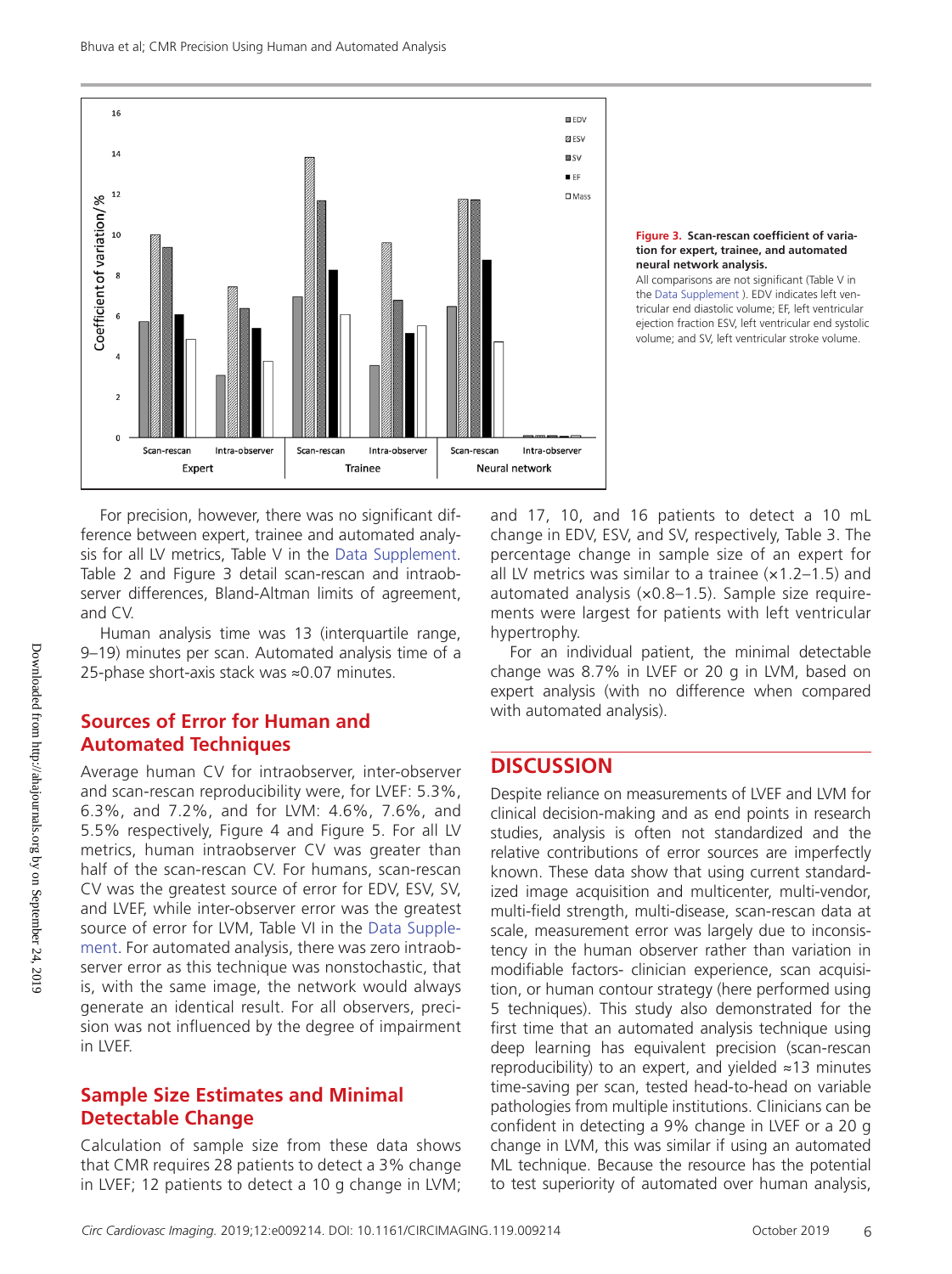**Figure 3. Scan-rescan coefficient of variation for expert, trainee, and automated neural network analysis.**
All comparisons are not significant (Table V in the Data Supplement ). EDV indicates left ventricular end diastolic volume; EF, left ventricular ejection fraction ESV, left ventricular end systolic volume; and SV, left ventricular stroke volume.

For precision, however, there was no significant difference between expert, trainee and automated analysis for all LV metrics, Table V in the Data Supplement. Table 2 and Figure 3 detail scan-rescan and intraobserver differences, Bland-Altman limits of agreement, and CV.

Human analysis time was 13 (interquartile range, 9–19) minutes per scan. Automated analysis time of a 25-phase short-axis stack was ≈0.07 minutes.

## Sources of Error for Human and Automated Techniques

Average human CV for intraobserver, inter-observer and scan-rescan reproducibility were, for LVEF: 5.3%, 6.3%, and 7.2%, and for LVM: 4.6%, 7.6%, and 5.5% respectively, Figure 4 and Figure 5. For all LV metrics, human intraobserver CV was greater than half of the scan-rescan CV. For humans, scan-rescan CV was the greatest source of error for EDV, ESV, SV, and LVEF, while inter-observer error was the greatest source of error for LVM, Table VI in the Data Supplement. For automated analysis, there was zero intraobserver error as this technique was nonstochastic, that is, with the same image, the network would always generate an identical result. For all observers, precision was not influenced by the degree of impairment in LVEF.

## Sample Size Estimates and Minimal Detectable Change

Calculation of sample size from these data shows that CMR requires 28 patients to detect a 3% change in LVEF; 12 patients to detect a 10 g change in LVM; and 17, 10, and 16 patients to detect a 10 mL change in EDV, ESV, and SV, respectively, Table 3. The percentage change in sample size of an expert for all LV metrics was similar to a trainee (×1.2–1.5) and automated analysis (×0.8–1.5). Sample size requirements were largest for patients with left ventricular hypertrophy.

For an individual patient, the minimal detectable change was 8.7% in LVEF or 20 g in LVM, based on expert analysis (with no difference when compared with automated analysis).

# DISCUSSION

Despite reliance on measurements of LVEF and LVM for clinical decision-making and as end points in research studies, analysis is often not standardized and the relative contributions of error sources are imperfectly known. These data show that using current standardized image acquisition and multicenter, multi-vendor, multi-field strength, multi-disease, scan-rescan data at scale, measurement error was largely due to inconsistency in the human observer rather than variation in modifiable factors- clinician experience, scan acquisition, or human contour strategy (here performed using 5 techniques). This study also demonstrated for the first time that an automated analysis technique using deep learning has equivalent precision (scan-rescan reproducibility) to an expert, and yielded ≈13 minutes time-saving per scan, tested head-to-head on variable pathologies from multiple institutions. Clinicians can be confident in detecting a 9% change in LVEF or a 20 g change in LVM, this was similar if using an automated ML technique. Because the resource has the potential to test superiority of automated over human analysis,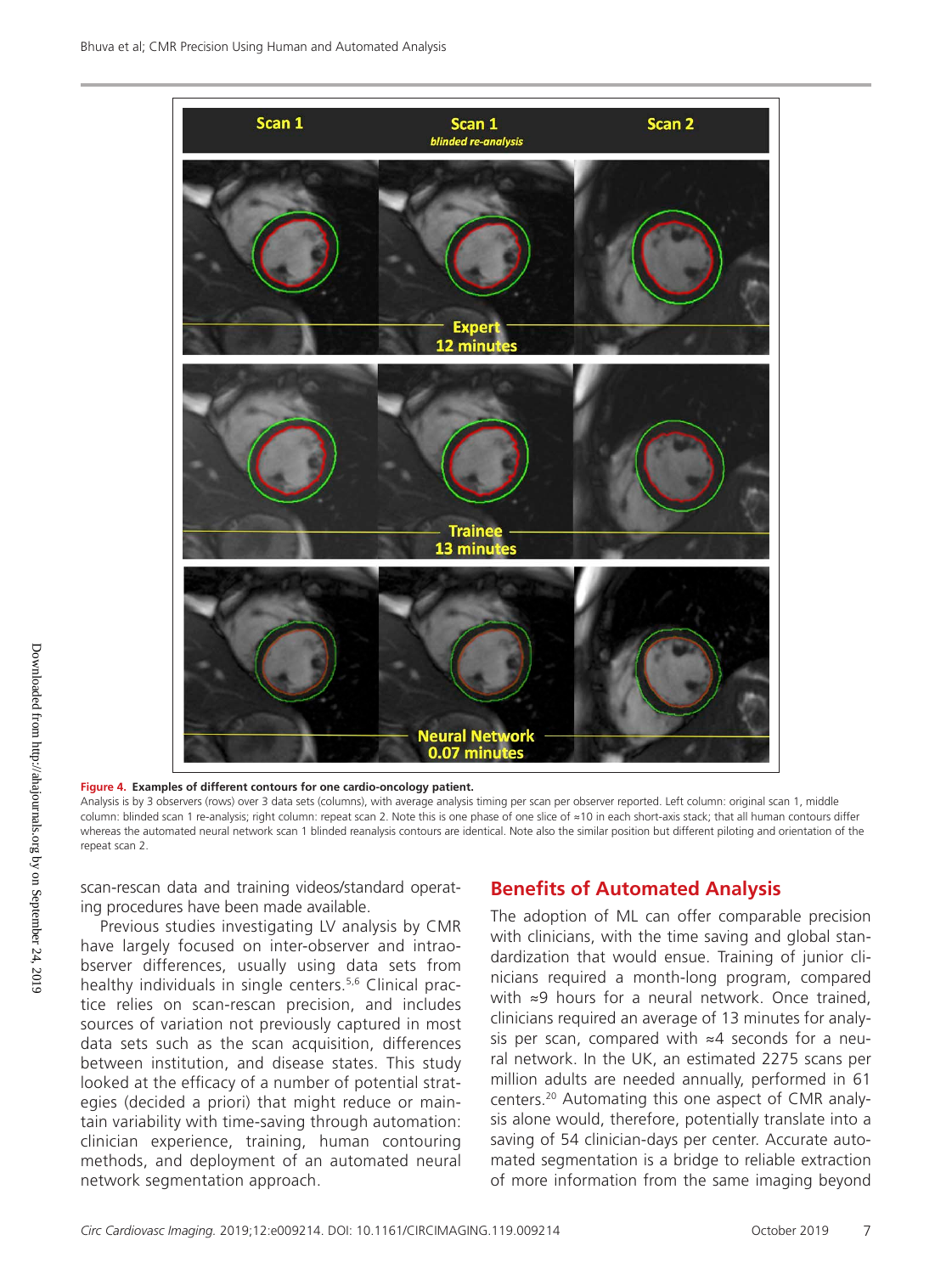**Figure 4. Examples of different contours for one cardio-oncology patient.**

Analysis is by 3 observers (rows) over 3 data sets (columns), with average analysis timing per scan per observer reported. Left column: original scan 1, middle column: blinded scan 1 re-analysis; right column: repeat scan 2. Note this is one phase of one slice of ≈10 in each short-axis stack; that all human contours differ whereas the automated neural network scan 1 blinded reanalysis contours are identical. Note also the similar position but different piloting and orientation of the repeat scan 2.

scan-rescan data and training videos/standard operating procedures have been made available.

Previous studies investigating LV analysis by CMR have largely focused on inter-observer and intraobserver differences, usually using data sets from healthy individuals in single centers.[5,6] Clinical practice relies on scan-rescan precision, and includes sources of variation not previously captured in most data sets such as the scan acquisition, differences between institution, and disease states. This study looked at the efficacy of a number of potential strategies (decided a priori) that might reduce or maintain variability with time-saving through automation: clinician experience, training, human contouring methods, and deployment of an automated neural network segmentation approach.

## Benefits of Automated Analysis

The adoption of ML can offer comparable precision with clinicians, with the time saving and global standardization that would ensue. Training of junior clinicians required a month-long program, compared with ≈9 hours for a neural network. Once trained, clinicians required an average of 13 minutes for analysis per scan, compared with ≈4 seconds for a neural network. In the UK, an estimated 2275 scans per million adults are needed annually, performed in 61 centers.[20] Automating this one aspect of CMR analysis alone would, therefore, potentially translate into a saving of 54 clinician-days per center. Accurate automated segmentation is a bridge to reliable extraction of more information from the same imaging beyond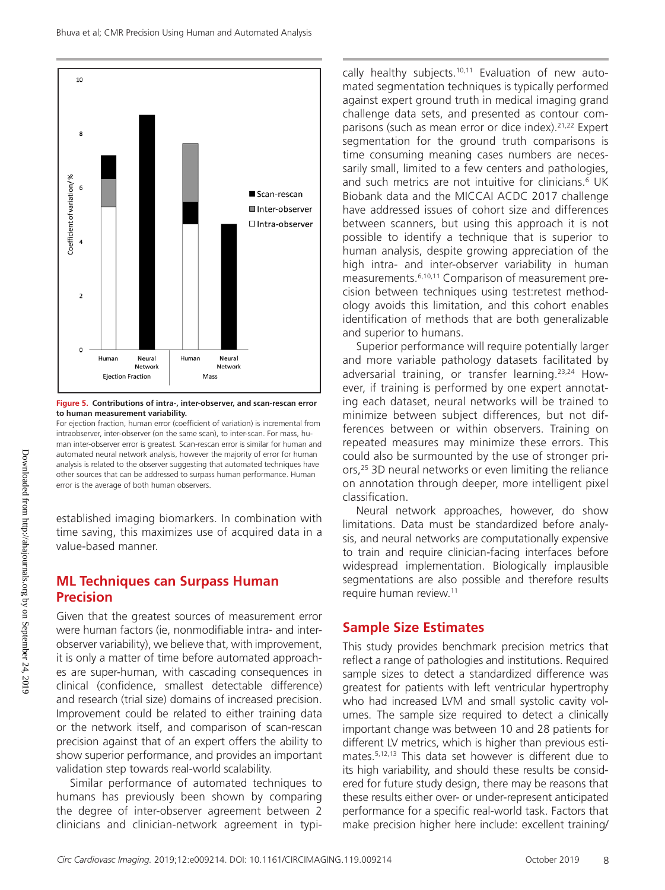**Figure 5. Contributions of intra-, inter-observer, and scan-rescan error to human measurement variability.**

For ejection fraction, human error (coefficient of variation) is incremental from intraobserver, inter-observer (on the same scan), to inter-scan. For mass, human inter-observer error is greatest. Scan-rescan error is similar for human and automated neural network analysis, however the majority of error for human analysis is related to the observer suggesting that automated techniques have other sources that can be addressed to surpass human performance. Human error is the average of both human observers.

established imaging biomarkers. In combination with time saving, this maximizes use of acquired data in a value-based manner.

## ML Techniques can Surpass Human Precision

Given that the greatest sources of measurement error were human factors (ie, nonmodifiable intra- and inter-observer variability), we believe that, with improvement, it is only a matter of time before automated approaches are super-human, with cascading consequences in clinical (confidence, smallest detectable difference) and research (trial size) domains of increased precision. Improvement could be related to either training data or the network itself, and comparison of scan-rescan precision against that of an expert offers the ability to show superior performance, and provides an important validation step towards real-world scalability.

Similar performance of automated techniques to humans has previously been shown by comparing the degree of inter-observer agreement between 2 clinicians and clinician-network agreement in typically healthy subjects.[10,11] Evaluation of new automated segmentation techniques is typically performed against expert ground truth in medical imaging grand challenge data sets, and presented as contour comparisons (such as mean error or dice index).[21,22] Expert segmentation for the ground truth comparisons is time consuming meaning cases numbers are necessarily small, limited to a few centers and pathologies, and such metrics are not intuitive for clinicians.[6] UK Biobank data and the MICCAI ACDC 2017 challenge have addressed issues of cohort size and differences between scanners, but using this approach it is not possible to identify a technique that is superior to human analysis, despite growing appreciation of the high intra- and inter-observer variability in human measurements.[6,10,11] Comparison of measurement precision between techniques using test:retest methodology avoids this limitation, and this cohort enables identification of methods that are both generalizable and superior to humans.

Superior performance will require potentially larger and more variable pathology datasets facilitated by adversarial training, or transfer learning.[23,24] However, if training is performed by one expert annotating each dataset, neural networks will be trained to minimize between subject differences, but not differences between or within observers. Training on repeated measures may minimize these errors. This could also be surmounted by the use of stronger priors,[25] 3D neural networks or even limiting the reliance on annotation through deeper, more intelligent pixel classification.

Neural network approaches, however, do show limitations. Data must be standardized before analysis, and neural networks are computationally expensive to train and require clinician-facing interfaces before widespread implementation. Biologically implausible segmentations are also possible and therefore results require human review.[11]

## Sample Size Estimates

This study provides benchmark precision metrics that reflect a range of pathologies and institutions. Required sample sizes to detect a standardized difference was greatest for patients with left ventricular hypertrophy who had increased LVM and small systolic cavity volumes. The sample size required to detect a clinically important change was between 10 and 28 patients for different LV metrics, which is higher than previous estimates.[5,12,13] This data set however is different due to its high variability, and should these results be considered for future study design, there may be reasons that these results either over- or under-represent anticipated performance for a specific real-world task. Factors that make precision higher here include: excellent training/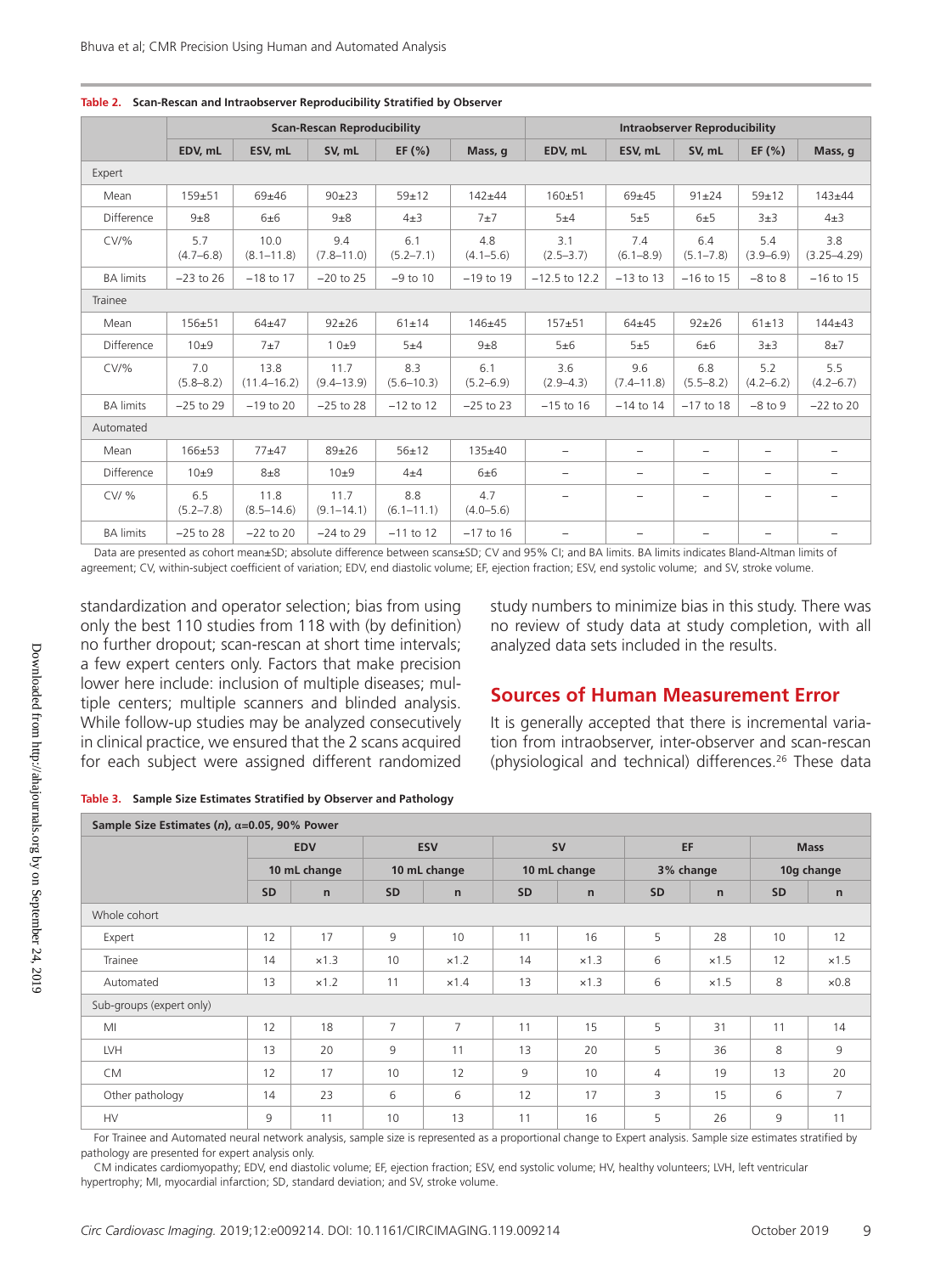**Table 2. Scan-Rescan and Intraobserver Reproducibility Stratified by Observer**

| | Scan-Rescan Reproducibility | | | | | Intraobserver Reproducibility | | | | |
|---|---|---|---|---|---|---|---|---|---|---|
| | EDV, mL | ESV, mL | SV, mL | EF (%) | Mass, g | EDV, mL | ESV, mL | SV, mL | EF (%) | Mass, g |
| Expert | | | | | | | | | | |
| Mean | 159±51 | 69±46 | 90±23 | 59±12 | 142±44 | 160±51 | 69±45 | 91±24 | 59±12 | 143±44 |
| Difference | 9±8 | 6±6 | 9±8 | 4±3 | 7±7 | 5±4 | 5±5 | 6±5 | 3±3 | 4±3 |
| CV/% | 5.7 (4.7–6.8) | 10.0 (8.1–11.8) | 9.4 (7.8–11.0) | 6.1 (5.2–7.1) | 4.8 (4.1–5.6) | 3.1 (2.5–3.7) | 7.4 (6.1–8.9) | 6.4 (5.1–7.8) | 5.4 (3.9–6.9) | 3.8 (3.25–4.29) |
| BA limits | −23 to 26 | −18 to 17 | −20 to 25 | −9 to 10 | −19 to 19 | −12.5 to 12.2 | −13 to 13 | −16 to 15 | −8 to 8 | −16 to 15 |
| Trainee | | | | | | | | | | |
| Mean | 156±51 | 64±47 | 92±26 | 61±14 | 146±45 | 157±51 | 64±45 | 92±26 | 61±13 | 144±43 |
| Difference | 10±9 | 7±7 | 1 0±9 | 5±4 | 9±8 | 5±6 | 5±5 | 6±6 | 3±3 | 8±7 |
| CV/% | 7.0 (5.8–8.2) | 13.8 (11.4–16.2) | 11.7 (9.4–13.9) | 8.3 (5.6–10.3) | 6.1 (5.2–6.9) | 3.6 (2.9–4.3) | 9.6 (7.4–11.8) | 6.8 (5.5–8.2) | 5.2 (4.2–6.2) | 5.5 (4.2–6.7) |
| BA limits | −25 to 29 | −19 to 20 | −25 to 28 | −12 to 12 | −25 to 23 | −15 to 16 | −14 to 14 | −17 to 18 | −8 to 9 | −22 to 20 |
| Automated | | | | | | | | | | |
| Mean | 166±53 | 77±47 | 89±26 | 56±12 | 135±40 | – | – | – | – | – |
| Difference | 10±9 | 8±8 | 10±9 | 4±4 | 6±6 | – | – | – | – | – |
| CV/ % | 6.5 (5.2–7.8) | 11.8 (8.5–14.6) | 11.7 (9.1–14.1) | 8.8 (6.1–11.1) | 4.7 (4.0–5.6) | – | – | – | – | – |
| BA limits | −25 to 28 | −22 to 20 | −24 to 29 | −11 to 12 | −17 to 16 | – | – | – | – | – |

Data are presented as cohort mean±SD; absolute difference between scans±SD; CV and 95% CI; and BA limits. BA limits indicates Bland-Altman limits of agreement; CV, within-subject coefficient of variation; EDV, end diastolic volume; EF, ejection fraction; ESV, end systolic volume; and SV, stroke volume.

standardization and operator selection; bias from using only the best 110 studies from 118 with (by definition) no further dropout; scan-rescan at short time intervals; a few expert centers only. Factors that make precision lower here include: inclusion of multiple diseases; multiple centers; multiple scanners and blinded analysis. While follow-up studies may be analyzed consecutively in clinical practice, we ensured that the 2 scans acquired for each subject were assigned different randomized study numbers to minimize bias in this study. There was no review of study data at study completion, with all analyzed data sets included in the results.

## Sources of Human Measurement Error

It is generally accepted that there is incremental variation from intraobserver, inter-observer and scan-rescan (physiological and technical) differences.[26] These data

**Table 3. Sample Size Estimates Stratified by Observer and Pathology**

| Sample Size Estimates (*n*), α=0.05, 90% Power | | | | | | | | | | |
|---|---|---|---|---|---|---|---|---|---|---|
| | EDV | | ESV | | SV | | EF | | Mass | |
| | 10 mL change | | 10 mL change | | 10 mL change | | 3% change | | 10g change | |
| | SD | n | SD | n | SD | n | SD | n | SD | n |
| Whole cohort | | | | | | | | | | |
| Expert | 12 | 17 | 9 | 10 | 11 | 16 | 5 | 28 | 10 | 12 |
| Trainee | 14 | ×1.3 | 10 | ×1.2 | 14 | ×1.3 | 6 | ×1.5 | 12 | ×1.5 |
| Automated | 13 | ×1.2 | 11 | ×1.4 | 13 | ×1.3 | 6 | ×1.5 | 8 | ×0.8 |
| Sub-groups (expert only) | | | | | | | | | | |
| MI | 12 | 18 | 7 | 7 | 11 | 15 | 5 | 31 | 11 | 14 |
| LVH | 13 | 20 | 9 | 11 | 13 | 20 | 5 | 36 | 8 | 9 |
| CM | 12 | 17 | 10 | 12 | 9 | 10 | 4 | 19 | 13 | 20 |
| Other pathology | 14 | 23 | 6 | 6 | 12 | 17 | 3 | 15 | 6 | 7 |
| HV | 9 | 11 | 10 | 13 | 11 | 16 | 5 | 26 | 9 | 11 |

For Trainee and Automated neural network analysis, sample size is represented as a proportional change to Expert analysis. Sample size estimates stratified by pathology are presented for expert analysis only.

CM indicates cardiomyopathy; EDV, end diastolic volume; EF, ejection fraction; ESV, end systolic volume; HV, healthy volunteers; LVH, left ventricular hypertrophy; MI, myocardial infarction; SD, standard deviation; and SV, stroke volume.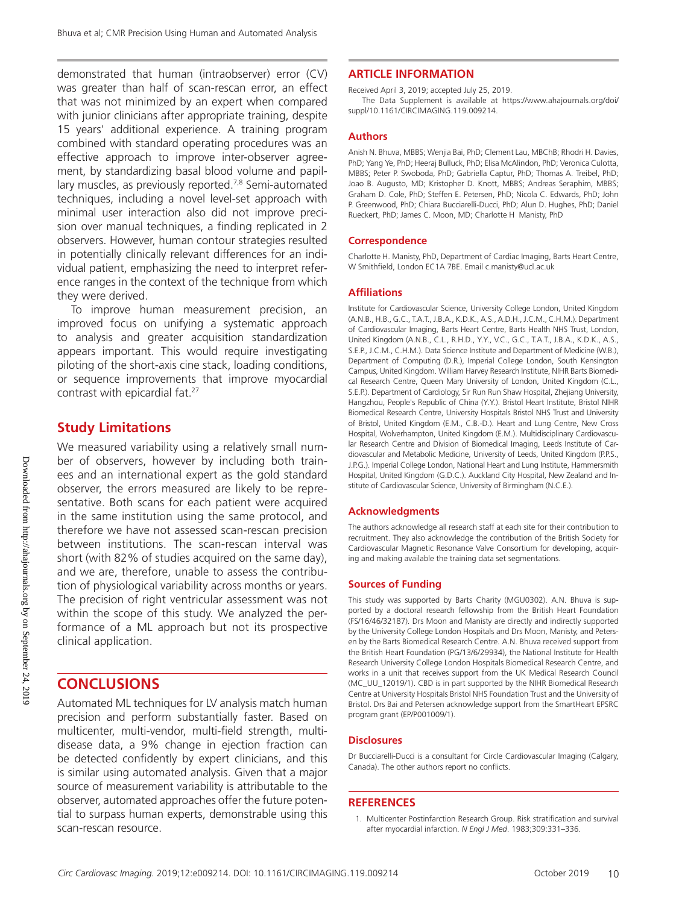demonstrated that human (intraobserver) error (CV) was greater than half of scan-rescan error, an effect that was not minimized by an expert when compared with junior clinicians after appropriate training, despite 15 years' additional experience. A training program combined with standard operating procedures was an effective approach to improve inter-observer agreement, by standardizing basal blood volume and papillary muscles, as previously reported.[7,8] Semi-automated techniques, including a novel level-set approach with minimal user interaction also did not improve precision over manual techniques, a finding replicated in 2 observers. However, human contour strategies resulted in potentially clinically relevant differences for an individual patient, emphasizing the need to interpret reference ranges in the context of the technique from which they were derived.

To improve human measurement precision, an improved focus on unifying a systematic approach to analysis and greater acquisition standardization appears important. This would require investigating piloting of the short-axis cine stack, loading conditions, or sequence improvements that improve myocardial contrast with epicardial fat.[27]

## Study Limitations

We measured variability using a relatively small number of observers, however by including both trainees and an international expert as the gold standard observer, the errors measured are likely to be representative. Both scans for each patient were acquired in the same institution using the same protocol, and therefore we have not assessed scan-rescan precision between institutions. The scan-rescan interval was short (with 82% of studies acquired on the same day), and we are, therefore, unable to assess the contribution of physiological variability across months or years. The precision of right ventricular assessment was not within the scope of this study. We analyzed the performance of a ML approach but not its prospective clinical application.

# CONCLUSIONS

Automated ML techniques for LV analysis match human precision and perform substantially faster. Based on multicenter, multi-vendor, multi-field strength, multi-disease data, a 9% change in ejection fraction can be detected confidently by expert clinicians, and this is similar using automated analysis. Given that a major source of measurement variability is attributable to the observer, automated approaches offer the future potential to surpass human experts, demonstrable using this scan-rescan resource.

## ARTICLE INFORMATION

Received April 3, 2019; accepted July 25, 2019.

The Data Supplement is available at https://www.ahajournals.org/doi/suppl/10.1161/CIRCIMAGING.119.009214.

### Authors

Anish N. Bhuva, MBBS; Wenjia Bai, PhD; Clement Lau, MBChB; Rhodri H. Davies, PhD; Yang Ye, PhD; Heeraj Bulluck, PhD; Elisa McAlindon, PhD; Veronica Culotta, MBBS; Peter P. Swoboda, PhD; Gabriella Captur, PhD; Thomas A. Treibel, PhD; Joao B. Augusto, MD; Kristopher D. Knott, MBBS; Andreas Seraphim, MBBS; Graham D. Cole, PhD; Steffen E. Petersen, PhD; Nicola C. Edwards, PhD; John P. Greenwood, PhD; Chiara Bucciarelli-Ducci, PhD; Alun D. Hughes, PhD; Daniel Rueckert, PhD; James C. Moon, MD; Charlotte H Manisty, PhD

### Correspondence

Charlotte H. Manisty, PhD, Department of Cardiac Imaging, Barts Heart Centre, W Smithfield, London EC1A 7BE. Email c.manisty@ucl.ac.uk

### Affiliations

Institute for Cardiovascular Science, University College London, United Kingdom (A.N.B., H.B., G.C., T.A.T., J.B.A., K.D.K., A.S., A.D.H., J.C.M., C.H.M.). Department of Cardiovascular Imaging, Barts Heart Centre, Barts Health NHS Trust, London, United Kingdom (A.N.B., C.L., R.H.D., Y.Y., V.C., G.C., T.A.T., J.B.A., K.D.K., A.S., S.E.P., J.C.M., C.H.M.). Data Science Institute and Department of Medicine (W.B.), Department of Computing (D.R.), Imperial College London, South Kensington Campus, United Kingdom. William Harvey Research Institute, NIHR Barts Biomedical Research Centre, Queen Mary University of London, United Kingdom (C.L., S.E.P.). Department of Cardiology, Sir Run Run Shaw Hospital, Zhejiang University, Hangzhou, People's Republic of China (Y.Y.). Bristol Heart Institute, Bristol NIHR Biomedical Research Centre, University Hospitals Bristol NHS Trust and University of Bristol, United Kingdom (E.M., C.B.-D.). Heart and Lung Centre, New Cross Hospital, Wolverhampton, United Kingdom (E.M.). Multidisciplinary Cardiovascular Research Centre and Division of Biomedical Imaging, Leeds Institute of Cardiovascular and Metabolic Medicine, University of Leeds, United Kingdom (P.P.S., J.P.G.). Imperial College London, National Heart and Lung Institute, Hammersmith Hospital, United Kingdom (G.D.C.). Auckland City Hospital, New Zealand and Institute of Cardiovascular Science, University of Birmingham (N.C.E.).

### Acknowledgments

The authors acknowledge all research staff at each site for their contribution to recruitment. They also acknowledge the contribution of the British Society for Cardiovascular Magnetic Resonance Valve Consortium for developing, acquiring and making available the training data set segmentations.

### Sources of Funding

This study was supported by Barts Charity (MGU0302). A.N. Bhuva is supported by a doctoral research fellowship from the British Heart Foundation (FS/16/46/32187). Drs Moon and Manisty are directly and indirectly supported by the University College London Hospitals and Drs Moon, Manisty, and Petersen by the Barts Biomedical Research Centre. A.N. Bhuva received support from the British Heart Foundation (PG/13/6/29934), the National Institute for Health Research University College London Hospitals Biomedical Research Centre, and works in a unit that receives support from the UK Medical Research Council (MC_UU_12019/1). CBD is in part supported by the NIHR Biomedical Research Centre at University Hospitals Bristol NHS Foundation Trust and the University of Bristol. Drs Bai and Petersen acknowledge support from the SmartHeart EPSRC program grant (EP/P001009/1).

### Disclosures

Dr Bucciarelli-Ducci is a consultant for Circle Cardiovascular Imaging (Calgary, Canada). The other authors report no conflicts.

## REFERENCES

1. Multicenter Postinfarction Research Group. Risk stratification and survival after myocardial infarction. *N Engl J Med*. 1983;309:331–336.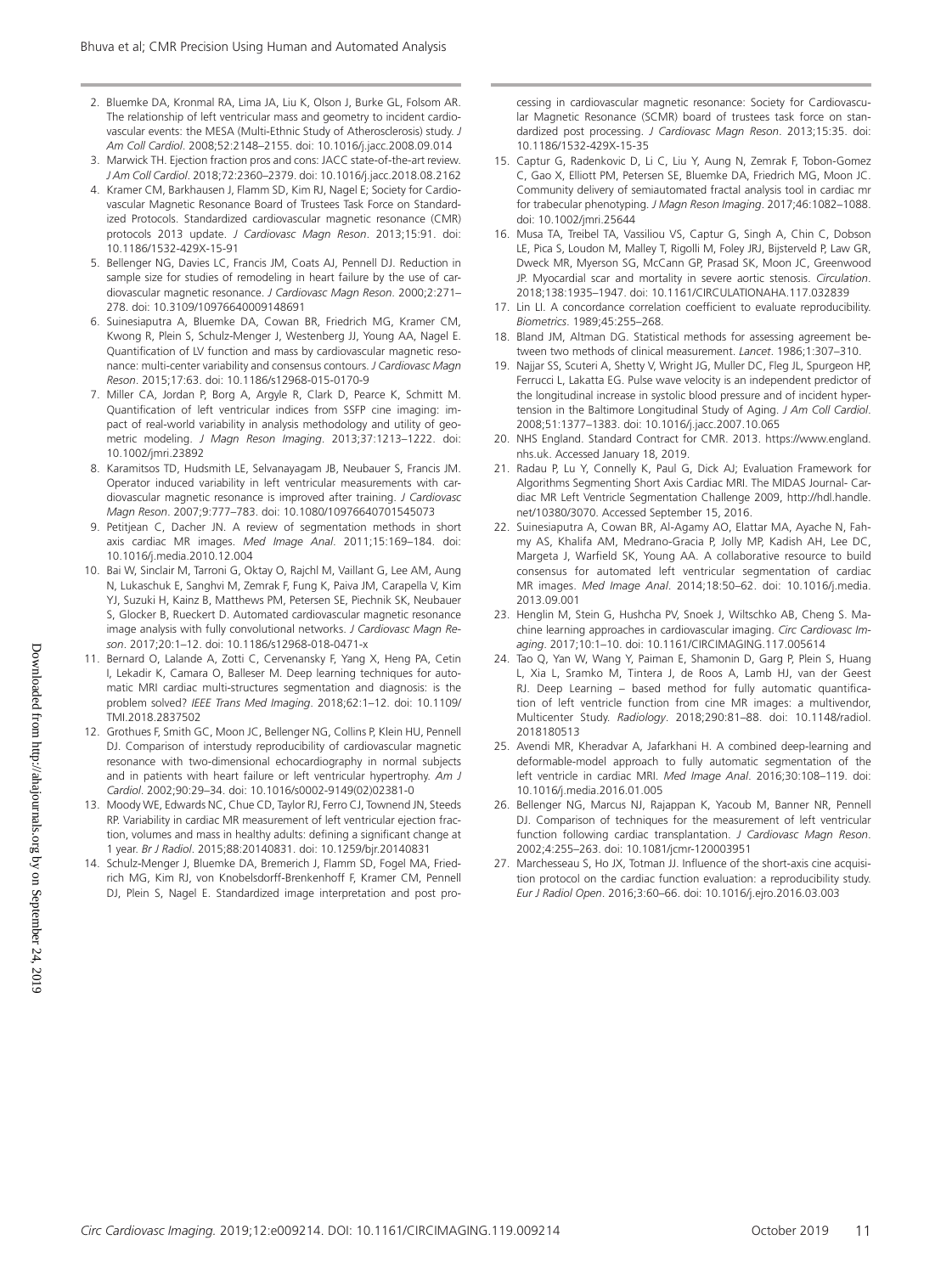2. Bluemke DA, Kronmal RA, Lima JA, Liu K, Olson J, Burke GL, Folsom AR. The relationship of left ventricular mass and geometry to incident cardiovascular events: the MESA (Multi-Ethnic Study of Atherosclerosis) study. *J Am Coll Cardiol*. 2008;52:2148–2155. doi: 10.1016/j.jacc.2008.09.014
3. Marwick TH. Ejection fraction pros and cons: JACC state-of-the-art review. *J Am Coll Cardiol*. 2018;72:2360–2379. doi: 10.1016/j.jacc.2018.08.2162
4. Kramer CM, Barkhausen J, Flamm SD, Kim RJ, Nagel E; Society for Cardiovascular Magnetic Resonance Board of Trustees Task Force on Standardized Protocols. Standardized cardiovascular magnetic resonance (CMR) protocols 2013 update. *J Cardiovasc Magn Reson*. 2013;15:91. doi: 10.1186/1532-429X-15-91
5. Bellenger NG, Davies LC, Francis JM, Coats AJ, Pennell DJ. Reduction in sample size for studies of remodeling in heart failure by the use of cardiovascular magnetic resonance. *J Cardiovasc Magn Reson*. 2000;2:271–278. doi: 10.3109/10976640009148691
6. Suinesiaputra A, Bluemke DA, Cowan BR, Friedrich MG, Kramer CM, Kwong R, Plein S, Schulz-Menger J, Westenberg JJ, Young AA, Nagel E. Quantification of LV function and mass by cardiovascular magnetic resonance: multi-center variability and consensus contours. *J Cardiovasc Magn Reson*. 2015;17:63. doi: 10.1186/s12968-015-0170-9
7. Miller CA, Jordan P, Borg A, Argyle R, Clark D, Pearce K, Schmitt M. Quantification of left ventricular indices from SSFP cine imaging: impact of real-world variability in analysis methodology and utility of geometric modeling. *J Magn Reson Imaging*. 2013;37:1213–1222. doi: 10.1002/jmri.23892
8. Karamitsos TD, Hudsmith LE, Selvanayagam JB, Neubauer S, Francis JM. Operator induced variability in left ventricular measurements with cardiovascular magnetic resonance is improved after training. *J Cardiovasc Magn Reson*. 2007;9:777–783. doi: 10.1080/10976640701545073
9. Petitjean C, Dacher JN. A review of segmentation methods in short axis cardiac MR images. *Med Image Anal*. 2011;15:169–184. doi: 10.1016/j.media.2010.12.004
10. Bai W, Sinclair M, Tarroni G, Oktay O, Rajchl M, Vaillant G, Lee AM, Aung N, Lukaschuk E, Sanghvi M, Zemrak F, Fung K, Paiva JM, Carapella V, Kim YJ, Suzuki H, Kainz B, Matthews PM, Petersen SE, Piechnik SK, Neubauer S, Glocker B, Rueckert D. Automated cardiovascular magnetic resonance image analysis with fully convolutional networks. *J Cardiovasc Magn Reson*. 2017;20:1–12. doi: 10.1186/s12968-018-0471-x
11. Bernard O, Lalande A, Zotti C, Cervenansky F, Yang X, Heng PA, Cetin I, Lekadir K, Camara O, Balleser M. Deep learning techniques for automatic MRI cardiac multi-structures segmentation and diagnosis: is the problem solved? *IEEE Trans Med Imaging*. 2018;62:1–12. doi: 10.1109/TMI.2018.2837502
12. Grothues F, Smith GC, Moon JC, Bellenger NG, Collins P, Klein HU, Pennell DJ. Comparison of interstudy reproducibility of cardiovascular magnetic resonance with two-dimensional echocardiography in normal subjects and in patients with heart failure or left ventricular hypertrophy. *Am J Cardiol*. 2002;90:29–34. doi: 10.1016/s0002-9149(02)02381-0
13. Moody WE, Edwards NC, Chue CD, Taylor RJ, Ferro CJ, Townend JN, Steeds RP. Variability in cardiac MR measurement of left ventricular ejection fraction, volumes and mass in healthy adults: defining a significant change at 1 year. *Br J Radiol*. 2015;88:20140831. doi: 10.1259/bjr.20140831
14. Schulz-Menger J, Bluemke DA, Bremerich J, Flamm SD, Fogel MA, Friedrich MG, Kim RJ, von Knobelsdorff-Brenkenhoff F, Kramer CM, Pennell DJ, Plein S, Nagel E. Standardized image interpretation and post processing in cardiovascular magnetic resonance: Society for Cardiovascular Magnetic Resonance (SCMR) board of trustees task force on standardized post processing. *J Cardiovasc Magn Reson*. 2013;15:35. doi: 10.1186/1532-429X-15-35
15. Captur G, Radenkovic D, Li C, Liu Y, Aung N, Zemrak F, Tobon-Gomez C, Gao X, Elliott PM, Petersen SE, Bluemke DA, Friedrich MG, Moon JC. Community delivery of semiautomated fractal analysis tool in cardiac mr for trabecular phenotyping. *J Magn Reson Imaging*. 2017;46:1082–1088. doi: 10.1002/jmri.25644
16. Musa TA, Treibel TA, Vassiliou VS, Captur G, Singh A, Chin C, Dobson LE, Pica S, Loudon M, Malley T, Rigolli M, Foley JRJ, Bijsterveld P, Law GR, Dweck MR, Myerson SG, McCann GP, Prasad SK, Moon JC, Greenwood JP. Myocardial scar and mortality in severe aortic stenosis. *Circulation*. 2018;138:1935–1947. doi: 10.1161/CIRCULATIONAHA.117.032839
17. Lin LI. A concordance correlation coefficient to evaluate reproducibility. *Biometrics*. 1989;45:255–268.
18. Bland JM, Altman DG. Statistical methods for assessing agreement between two methods of clinical measurement. *Lancet*. 1986;1:307–310.
19. Najjar SS, Scuteri A, Shetty V, Wright JG, Muller DC, Fleg JL, Spurgeon HP, Ferrucci L, Lakatta EG. Pulse wave velocity is an independent predictor of the longitudinal increase in systolic blood pressure and of incident hypertension in the Baltimore Longitudinal Study of Aging. *J Am Coll Cardiol*. 2008;51:1377–1383. doi: 10.1016/j.jacc.2007.10.065
20. NHS England. Standard Contract for CMR. 2013. https://www.england.nhs.uk. Accessed January 18, 2019.
21. Radau P, Lu Y, Connelly K, Paul G, Dick AJ; Evaluation Framework for Algorithms Segmenting Short Axis Cardiac MRI. The MIDAS Journal- Cardiac MR Left Ventricle Segmentation Challenge 2009, http://hdl.handle.net/10380/3070. Accessed September 15, 2016.
22. Suinesiaputra A, Cowan BR, Al-Agamy AO, Elattar MA, Ayache N, Fahmy AS, Khalifa AM, Medrano-Gracia P, Jolly MP, Kadish AH, Lee DC, Margeta J, Warfield SK, Young AA. A collaborative resource to build consensus for automated left ventricular segmentation of cardiac MR images. *Med Image Anal*. 2014;18:50–62. doi: 10.1016/j.media.2013.09.001
23. Henglin M, Stein G, Hushcha PV, Snoek J, Wiltschko AB, Cheng S. Machine learning approaches in cardiovascular imaging. *Circ Cardiovasc Imaging*. 2017;10:1–10. doi: 10.1161/CIRCIMAGING.117.005614
24. Tao Q, Yan W, Wang Y, Paiman E, Shamonin D, Garg P, Plein S, Huang L, Xia L, Sramko M, Tintera J, de Roos A, Lamb HJ, van der Geest RJ. Deep Learning – based method for fully automatic quantification of left ventricle function from cine MR images: a multivendor, Multicenter Study. *Radiology*. 2018;290:81–88. doi: 10.1148/radiol.2018180513
25. Avendi MR, Kheradvar A, Jafarkhani H. A combined deep-learning and deformable-model approach to fully automatic segmentation of the left ventricle in cardiac MRI. *Med Image Anal*. 2016;30:108–119. doi: 10.1016/j.media.2016.01.005
26. Bellenger NG, Marcus NJ, Rajappan K, Yacoub M, Banner NR, Pennell DJ. Comparison of techniques for the measurement of left ventricular function following cardiac transplantation. *J Cardiovasc Magn Reson*. 2002;4:255–263. doi: 10.1081/jcmr-120003951
27. Marchesseau S, Ho JX, Totman JJ. Influence of the short-axis cine acquisition protocol on the cardiac function evaluation: a reproducibility study. *Eur J Radiol Open*. 2016;3:60–66. doi: 10.1016/j.ejro.2016.03.003